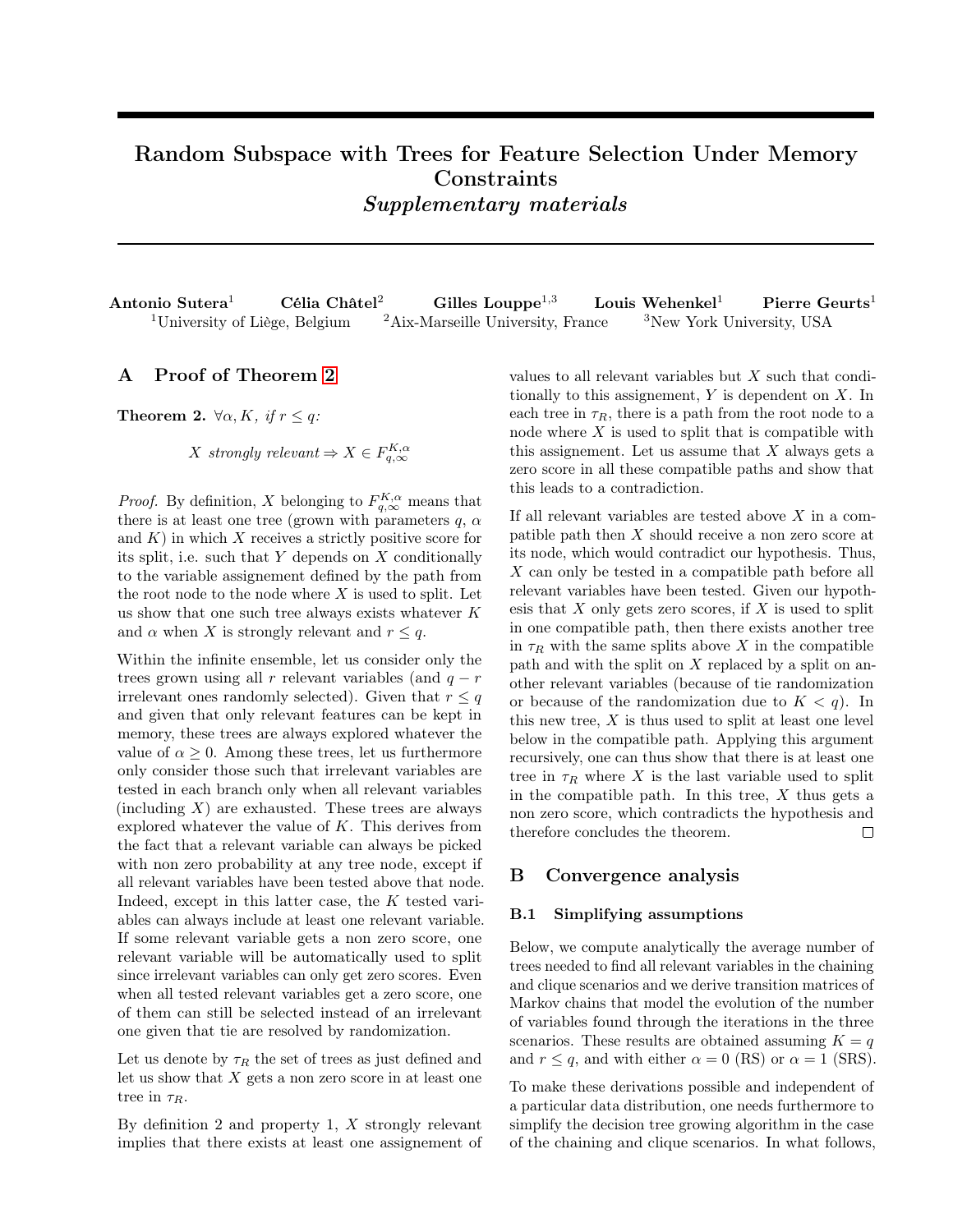# Random Subspace with Trees for Feature Selection Under Memory Constraints
## *Supplementary materials*

**Antonio Sutera**[1] **Célia Châtel**[2] **Gilles Louppe**[1,3] **Louis Wehenkel**[1] **Pierre Geurts**[1]

[1]University of Liège, Belgium [2]Aix-Marseille University, France [3]New York University, USA

## A Proof of Theorem 2

**Theorem 2.** $\forall \alpha, K$, *if* $r \leq q$:

$$X \text{ strongly relevant} \Rightarrow X \in F^{K,\alpha}_{q,\infty}$$

*Proof.* By definition, $X$ belonging to $F^{K,\alpha}_{q,\infty}$ means that there is at least one tree (grown with parameters $q$, $\alpha$ and $K$) in which $X$ receives a strictly positive score for its split, i.e. such that $Y$ depends on $X$ conditionally to the variable assignement defined by the path from the root node to the node where $X$ is used to split. Let us show that one such tree always exists whatever $K$ and $\alpha$ when $X$ is strongly relevant and $r \leq q$.

Within the infinite ensemble, let us consider only the trees grown using all $r$ relevant variables (and $q - r$ irrelevant ones randomly selected). Given that $r \leq q$ and given that only relevant features can be kept in memory, these trees are always explored whatever the value of $\alpha \geq 0$. Among these trees, let us furthermore only consider those such that irrelevant variables are tested in each branch only when all relevant variables (including $X$) are exhausted. These trees are always explored whatever the value of $K$. This derives from the fact that a relevant variable can always be picked with non zero probability at any tree node, except if all relevant variables have been tested above that node. Indeed, except in this latter case, the $K$ tested variables can always include at least one relevant variable. If some relevant variable gets a non zero score, one relevant variable will be automatically used to split since irrelevant variables can only get zero scores. Even when all tested relevant variables get a zero score, one of them can still be selected instead of an irrelevant one given that tie are resolved by randomization.

Let us denote by $\tau_R$ the set of trees as just defined and let us show that $X$ gets a non zero score in at least one tree in $\tau_R$.

By definition 2 and property 1, $X$ strongly relevant implies that there exists at least one assignement of values to all relevant variables but $X$ such that conditionally to this assignement, $Y$ is dependent on $X$. In each tree in $\tau_R$, there is a path from the root node to a node where $X$ is used to split that is compatible with this assignement. Let us assume that $X$ always gets a zero score in all these compatible paths and show that this leads to a contradiction.

If all relevant variables are tested above $X$ in a compatible path then $X$ should receive a non zero score at its node, which would contradict our hypothesis. Thus, $X$ can only be tested in a compatible path before all relevant variables have been tested. Given our hypothesis that $X$ only gets zero scores, if $X$ is used to split in one compatible path, then there exists another tree in $\tau_R$ with the same splits above $X$ in the compatible path and with the split on $X$ replaced by a split on another relevant variables (because of tie randomization or because of the randomization due to $K < q$). In this new tree, $X$ is thus used to split at least one level below in the compatible path. Applying this argument recursively, one can thus show that there is at least one tree in $\tau_R$ where $X$ is the last variable used to split in the compatible path. In this tree, $X$ thus gets a non zero score, which contradicts the hypothesis and therefore concludes the theorem. □

## B Convergence analysis

### B.1 Simplifying assumptions

Below, we compute analytically the average number of trees needed to find all relevant variables in the chaining and clique scenarios and we derive transition matrices of Markov chains that model the evolution of the number of variables found through the iterations in the three scenarios. These results are obtained assuming $K = q$ and $r \leq q$, and with either $\alpha = 0$ (RS) or $\alpha = 1$ (SRS).

To make these derivations possible and independent of a particular data distribution, one needs furthermore to simplify the decision tree growing algorithm in the case of the chaining and clique scenarios. In what follows,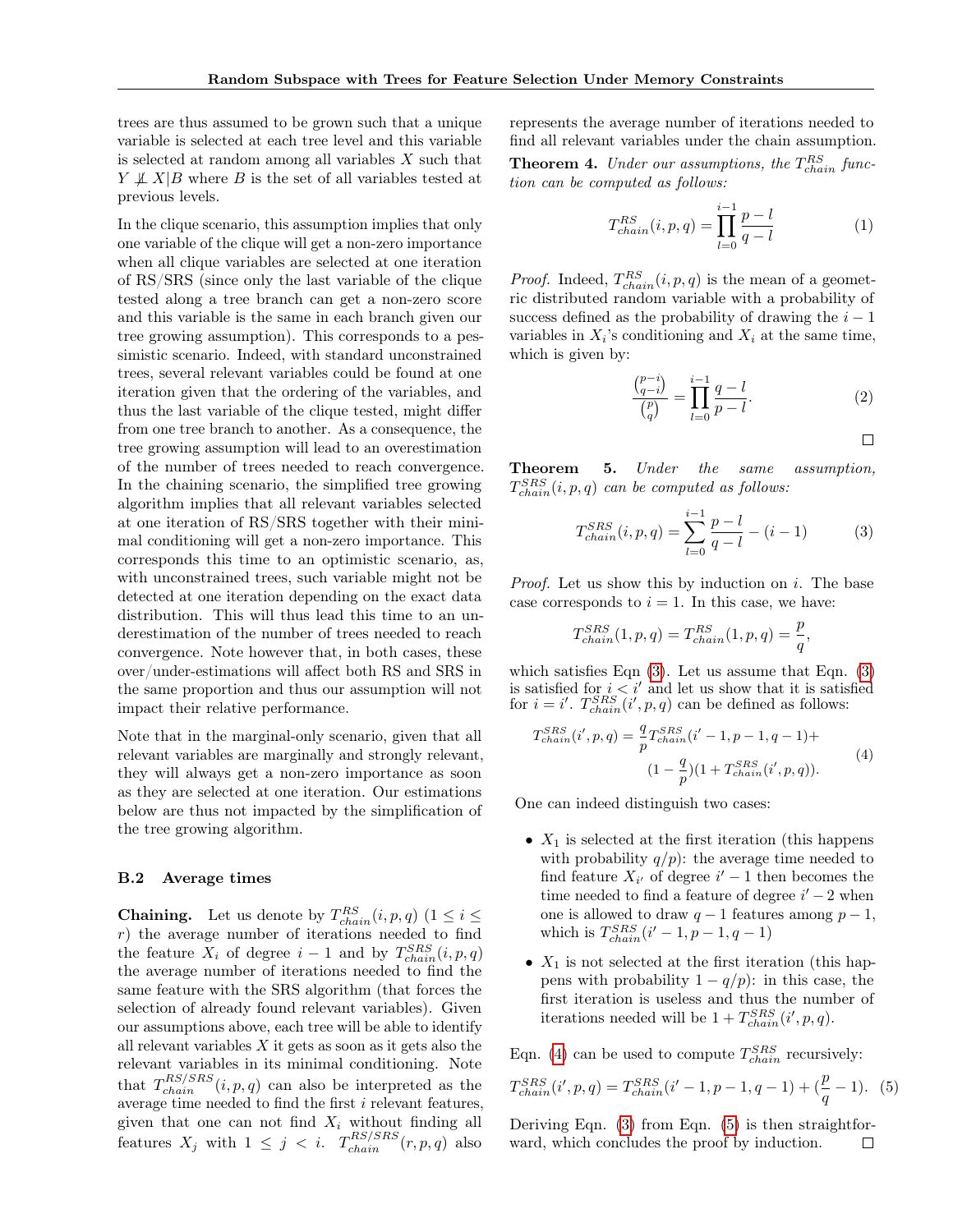trees are thus assumed to be grown such that a unique variable is selected at each tree level and this variable is selected at random among all variables $X$ such that $Y \not\perp X|B$ where $B$ is the set of all variables tested at previous levels.

In the clique scenario, this assumption implies that only one variable of the clique will get a non-zero importance when all clique variables are selected at one iteration of RS/SRS (since only the last variable of the clique tested along a tree branch can get a non-zero score and this variable is the same in each branch given our tree growing assumption). This corresponds to a pessimistic scenario. Indeed, with standard unconstrained trees, several relevant variables could be found at one iteration given that the ordering of the variables, and thus the last variable of the clique tested, might differ from one tree branch to another. As a consequence, the tree growing assumption will lead to an overestimation of the number of trees needed to reach convergence. In the chaining scenario, the simplified tree growing algorithm implies that all relevant variables selected at one iteration of RS/SRS together with their minimal conditioning will get a non-zero importance. This corresponds this time to an optimistic scenario, as, with unconstrained trees, such variable might not be detected at one iteration depending on the exact data distribution. This will thus lead this time to an underestimation of the number of trees needed to reach convergence. Note however that, in both cases, these over/under-estimations will affect both RS and SRS in the same proportion and thus our assumption will not impact their relative performance.

Note that in the marginal-only scenario, given that all relevant variables are marginally and strongly relevant, they will always get a non-zero importance as soon as they are selected at one iteration. Our estimations below are thus not impacted by the simplification of the tree growing algorithm.

### B.2 Average times

**Chaining.** Let us denote by $T^{RS}_{chain}(i, p, q)$ ($1 \leq i \leq r$) the average number of iterations needed to find the feature $X_i$ of degree $i-1$ and by $T^{SRS}_{chain}(i, p, q)$ the average number of iterations needed to find the same feature with the SRS algorithm (that forces the selection of already found relevant variables). Given our assumptions above, each tree will be able to identify all relevant variables $X$ it gets as soon as it gets also the relevant variables in its minimal conditioning. Note that $T^{RS/SRS}_{chain}(i, p, q)$ can also be interpreted as the average time needed to find the first $i$ relevant features, given that one can not find $X_i$ without finding all features $X_j$ with $1 \leq j < i$. $T^{RS/SRS}_{chain}(r, p, q)$ also represents the average number of iterations needed to find all relevant variables under the chain assumption.

**Theorem 4.** *Under our assumptions, the $T^{RS}_{chain}$ function can be computed as follows:*

$$T^{RS}_{chain}(i, p, q) = \prod_{l=0}^{i-1} \frac{p-l}{q-l} \tag{1}$$

*Proof.* Indeed, $T^{RS}_{chain}(i, p, q)$ is the mean of a geometric distributed random variable with a probability of success defined as the probability of drawing the $i-1$ variables in $X_i$'s conditioning and $X_i$ at the same time, which is given by:

$$\frac{\binom{p-i}{q-i}}{\binom{p}{q}} = \prod_{l=0}^{i-1} \frac{q-l}{p-l}. \tag{2}$$

□

**Theorem 5.** *Under the same assumption, $T^{SRS}_{chain}(i, p, q)$ can be computed as follows:*

$$T^{SRS}_{chain}(i, p, q) = \sum_{l=0}^{i-1} \frac{p-l}{q-l} - (i-1) \tag{3}$$

*Proof.* Let us show this by induction on $i$. The base case corresponds to $i = 1$. In this case, we have:

$$T^{SRS}_{chain}(1, p, q) = T^{RS}_{chain}(1, p, q) = \frac{p}{q},$$

which satisfies Eqn (3). Let us assume that Eqn. (3) is satisfied for $i < i'$ and let us show that it is satisfied for $i = i'$. $T^{SRS}_{chain}(i', p, q)$ can be defined as follows:

$$T^{SRS}_{chain}(i', p, q) = \frac{q}{p} T^{SRS}_{chain}(i'-1, p-1, q-1) + (1 - \frac{q}{p})(1 + T^{SRS}_{chain}(i', p, q)). \tag{4}$$

One can indeed distinguish two cases:

- $X_1$ is selected at the first iteration (this happens with probability $q/p$): the average time needed to find feature $X_{i'}$ of degree $i'-1$ then becomes the time needed to find a feature of degree $i'-2$ when one is allowed to draw $q-1$ features among $p-1$, which is $T^{SRS}_{chain}(i'-1, p-1, q-1)$
- $X_1$ is not selected at the first iteration (this happens with probability $1 - q/p$): in this case, the first iteration is useless and thus the number of iterations needed will be $1 + T^{SRS}_{chain}(i', p, q)$.

Eqn. (4) can be used to compute $T^{SRS}_{chain}$ recursively:

$$T^{SRS}_{chain}(i', p, q) = T^{SRS}_{chain}(i'-1, p-1, q-1) + (\frac{p}{q} - 1). \tag{5}$$

Deriving Eqn. (3) from Eqn. (5) is then straightforward, which concludes the proof by induction. □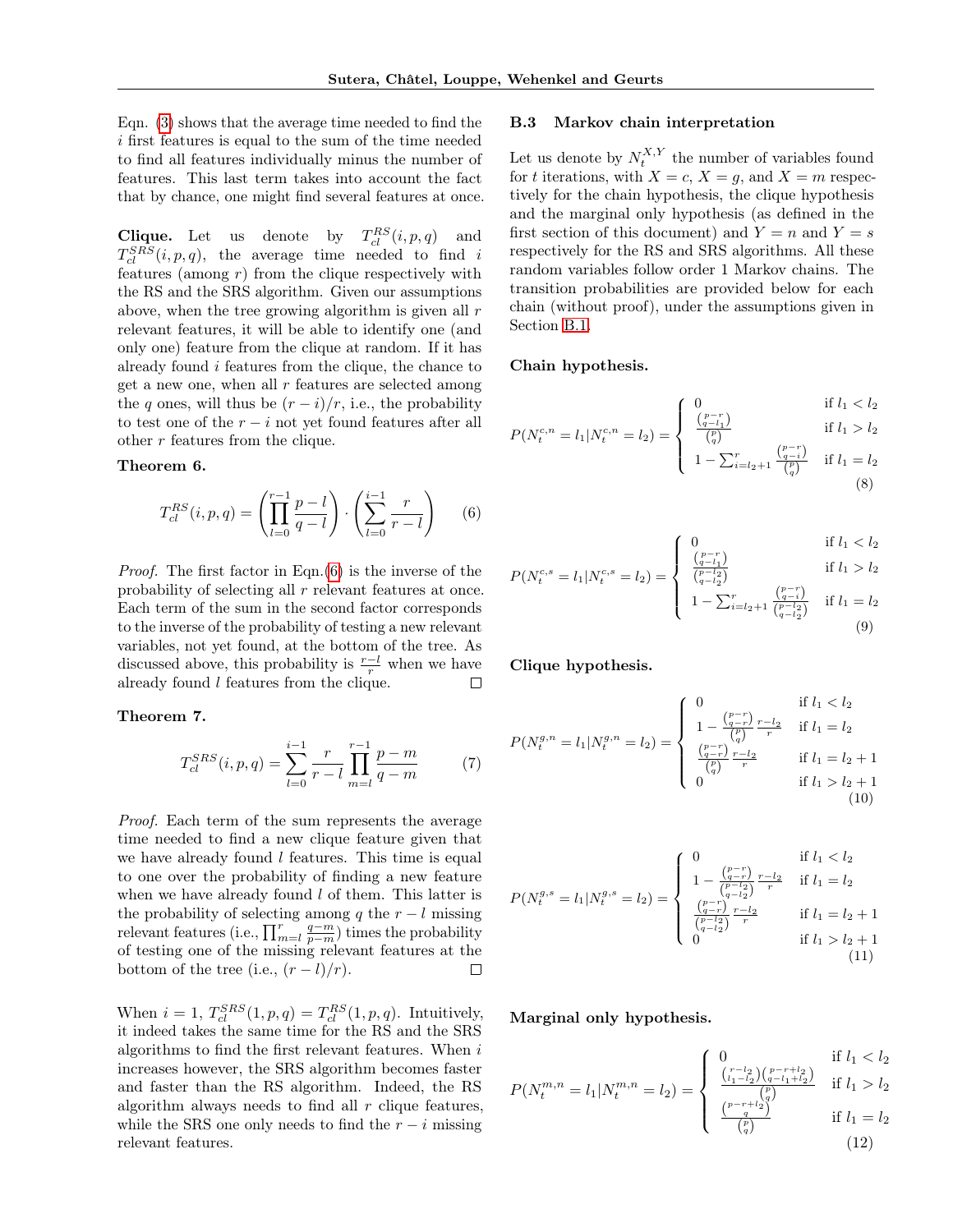Eqn. (3) shows that the average time needed to find the $i$ first features is equal to the sum of the time needed to find all features individually minus the number of features. This last term takes into account the fact that by chance, one might find several features at once.

**Clique.** Let us denote by $T^{RS}_{cl}(i,p,q)$ and $T^{SRS}_{cl}(i,p,q)$, the average time needed to find $i$ features (among $r$) from the clique respectively with the RS and the SRS algorithm. Given our assumptions above, when the tree growing algorithm is given all $r$ relevant features, it will be able to identify one (and only one) feature from the clique at random. If it has already found $i$ features from the clique, the chance to get a new one, when all $r$ features are selected among the $q$ ones, will thus be $(r-i)/r$, i.e., the probability to test one of the $r-i$ not yet found features after all other $r$ features from the clique.

**Theorem 6.**

$$T^{RS}_{cl}(i,p,q) = \left(\prod_{l=0}^{r-1} \frac{p-l}{q-l}\right) \cdot \left(\sum_{l=0}^{i-1} \frac{r}{r-l}\right) \tag{6}$$

*Proof.* The first factor in Eqn.(6) is the inverse of the probability of selecting all $r$ relevant features at once. Each term of the sum in the second factor corresponds to the inverse of the probability of testing a new relevant variables, not yet found, at the bottom of the tree. As discussed above, this probability is $\frac{r-l}{r}$ when we have already found $l$ features from the clique. □

**Theorem 7.**

$$T^{SRS}_{cl}(i,p,q) = \sum_{l=0}^{i-1} \frac{r}{r-l} \prod_{m=l}^{r-1} \frac{p-m}{q-m} \tag{7}$$

*Proof.* Each term of the sum represents the average time needed to find a new clique feature given that we have already found $l$ features. This time is equal to one over the probability of finding a new feature when we have already found $l$ of them. This latter is the probability of selecting among $q$ the $r-l$ missing relevant features (i.e., $\prod_{m=l}^{r} \frac{q-m}{p-m}$) times the probability of testing one of the missing relevant features at the bottom of the tree (i.e., $(r-l)/r$). □

When $i=1$, $T^{SRS}_{cl}(1,p,q) = T^{RS}_{cl}(1,p,q)$. Intuitively, it indeed takes the same time for the RS and the SRS algorithms to find the first relevant features. When $i$ increases however, the SRS algorithm becomes faster and faster than the RS algorithm. Indeed, the RS algorithm always needs to find all $r$ clique features, while the SRS one only needs to find the $r-i$ missing relevant features.

### B.3 Markov chain interpretation

Let us denote by $N^{X,Y}_t$ the number of variables found for $t$ iterations, with $X=c$, $X=g$, and $X=m$ respectively for the chain hypothesis, the clique hypothesis and the marginal only hypothesis (as defined in the first section of this document) and $Y=n$ and $Y=s$ respectively for the RS and SRS algorithms. All these random variables follow order 1 Markov chains. The transition probabilities are provided below for each chain (without proof), under the assumptions given in Section B.1.

**Chain hypothesis.**

$$P(N^{c,n}_t = l_1 | N^{c,n}_t = l_2) = \begin{cases} 0 & \text{if } l_1 < l_2 \\ \frac{\binom{p-r}{q-l_1}}{\binom{p}{q}} & \text{if } l_1 > l_2 \\ 1 - \sum_{i=l_2+1}^{r} \frac{\binom{p-r}{q-i}}{\binom{p}{q}} & \text{if } l_1 = l_2 \end{cases} \tag{8}$$

$$P(N^{c,s}_t = l_1 | N^{c,s}_t = l_2) = \begin{cases} 0 & \text{if } l_1 < l_2 \\ \frac{\binom{p-r}{q-l_1}}{\binom{p-l_2}{q-l_2}} & \text{if } l_1 > l_2 \\ 1 - \sum_{i=l_2+1}^{r} \frac{\binom{p-r}{q-i}}{\binom{p-l_2}{q-l_2}} & \text{if } l_1 = l_2 \end{cases} \tag{9}$$

**Clique hypothesis.**

$$P(N^{g,n}_t = l_1 | N^{g,n}_t = l_2) = \begin{cases} 0 & \text{if } l_1 < l_2 \\ 1 - \frac{\binom{p-r}{q-r}}{\binom{p}{q}} \frac{r-l_2}{r} & \text{if } l_1 = l_2 \\ \frac{\binom{p-r}{q-r}}{\binom{p}{q}} \frac{r-l_2}{r} & \text{if } l_1 = l_2+1 \\ 0 & \text{if } l_1 > l_2+1 \end{cases} \tag{10}$$

$$P(N^{g,s}_t = l_1 | N^{g,s}_t = l_2) = \begin{cases} 0 & \text{if } l_1 < l_2 \\ 1 - \frac{\binom{p-r}{q-r}}{\binom{p-l_2}{q-l_2}} \frac{r-l_2}{r} & \text{if } l_1 = l_2 \\ \frac{\binom{p-r}{q-r}}{\binom{p-l_2}{q-l_2}} \frac{r-l_2}{r} & \text{if } l_1 = l_2+1 \\ 0 & \text{if } l_1 > l_2+1 \end{cases} \tag{11}$$

**Marginal only hypothesis.**

$$P(N^{m,n}_t = l_1 | N^{m,n}_t = l_2) = \begin{cases} 0 & \text{if } l_1 < l_2 \\ \frac{\binom{r-l_2}{l_1-l_2}\binom{p-r+l_2}{q-l_1+l_2}}{\binom{p}{q}} & \text{if } l_1 > l_2 \\ \frac{\binom{p-r+l_2}{q}}{\binom{p}{q}} & \text{if } l_1 = l_2 \end{cases} \tag{12}$$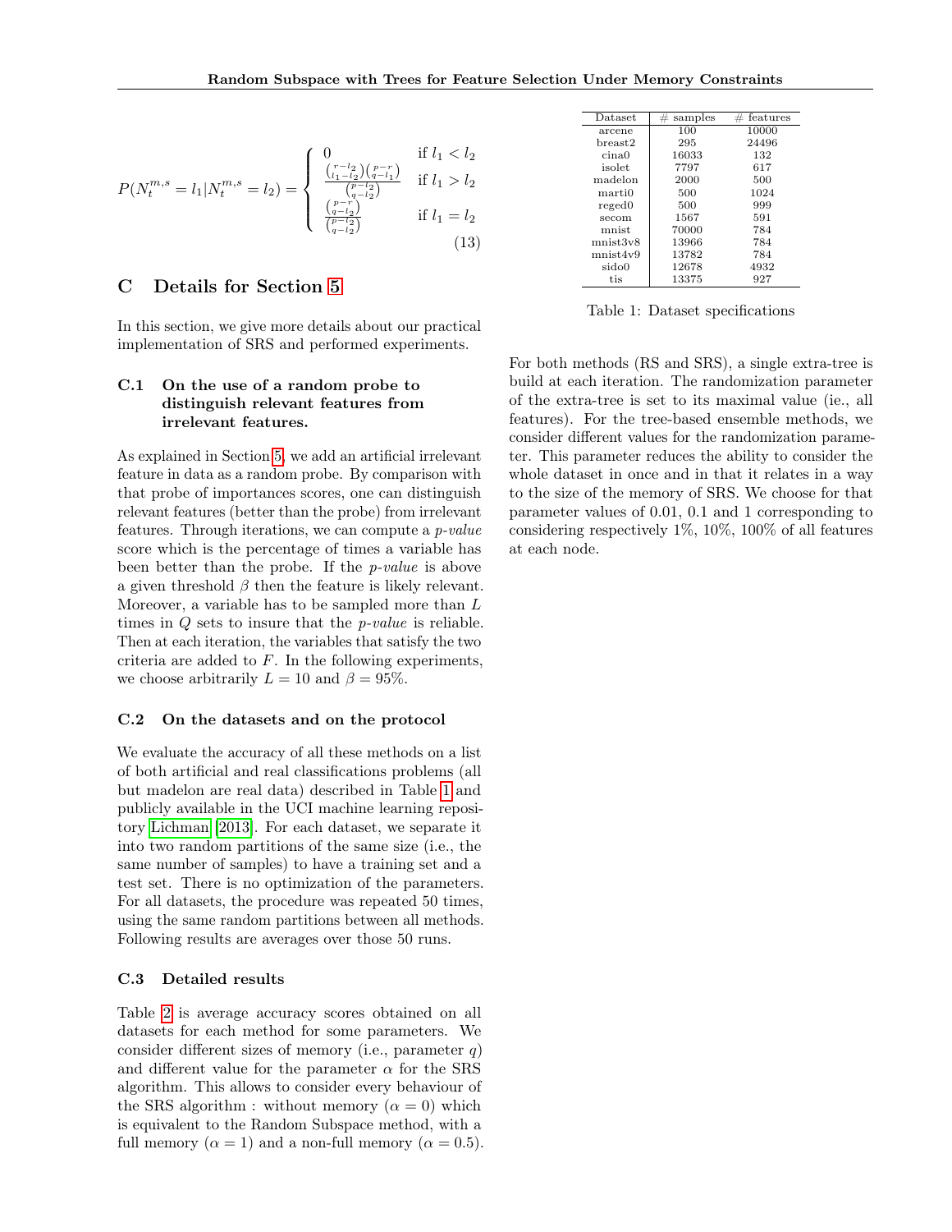$$P(N_t^{m,s} = l_1 | N_t^{m,s} = l_2) = \begin{cases} 0 & \text{if } l_1 < l_2 \\ \frac{\binom{r-l_2}{l_1-l_2}\binom{p-r}{q-l_1}}{\binom{p-l_2}{q-l_2}} & \text{if } l_1 > l_2 \\ \frac{\binom{p-r}{q-l_2}}{\binom{p-l_2}{q-l_2}} & \text{if } l_1 = l_2 \end{cases} \tag{13}$$

## C Details for Section 5

In this section, we give more details about our practical implementation of SRS and performed experiments.

### C.1 On the use of a random probe to distinguish relevant features from irrelevant features.

As explained in Section 5, we add an artificial irrelevant feature in data as a random probe. By comparison with that probe of importances scores, one can distinguish relevant features (better than the probe) from irrelevant features. Through iterations, we can compute a *p-value* score which is the percentage of times a variable has been better than the probe. If the *p-value* is above a given threshold $\beta$ then the feature is likely relevant. Moreover, a variable has to be sampled more than $L$ times in $Q$ sets to insure that the *p-value* is reliable. Then at each iteration, the variables that satisfy the two criteria are added to $F$. In the following experiments, we choose arbitrarily $L = 10$ and $\beta = 95\%$.

### C.2 On the datasets and on the protocol

We evaluate the accuracy of all these methods on a list of both artificial and real classifications problems (all but madelon are real data) described in Table 1 and publicly available in the UCI machine learning repository Lichman [2013]. For each dataset, we separate it into two random partitions of the same size (i.e., the same number of samples) to have a training set and a test set. There is no optimization of the parameters. For all datasets, the procedure was repeated 50 times, using the same random partitions between all methods. Following results are averages over those 50 runs.

### C.3 Detailed results

Table 2 is average accuracy scores obtained on all datasets for each method for some parameters. We consider different sizes of memory (i.e., parameter $q$) and different value for the parameter $\alpha$ for the SRS algorithm. This allows to consider every behaviour of the SRS algorithm : without memory ($\alpha = 0$) which is equivalent to the Random Subspace method, with a full memory ($\alpha = 1$) and a non-full memory ($\alpha = 0.5$).

| Dataset | # samples | # features |
|---|---|---|
| arcene | 100 | 10000 |
| breast2 | 295 | 24496 |
| cina0 | 16033 | 132 |
| isolet | 7797 | 617 |
| madelon | 2000 | 500 |
| marti0 | 500 | 1024 |
| reged0 | 500 | 999 |
| secom | 1567 | 591 |
| mnist | 70000 | 784 |
| mnist3v8 | 13966 | 784 |
| mnist4v9 | 13782 | 784 |
| sido0 | 12678 | 4932 |
| tis | 13375 | 927 |

Table 1: Dataset specifications

For both methods (RS and SRS), a single extra-tree is build at each iteration. The randomization parameter of the extra-tree is set to its maximal value (ie., all features). For the tree-based ensemble methods, we consider different values for the randomization parameter. This parameter reduces the ability to consider the whole dataset in once and in that it relates in a way to the size of the memory of SRS. We choose for that parameter values of 0.01, 0.1 and 1 corresponding to considering respectively 1%, 10%, 100% of all features at each node.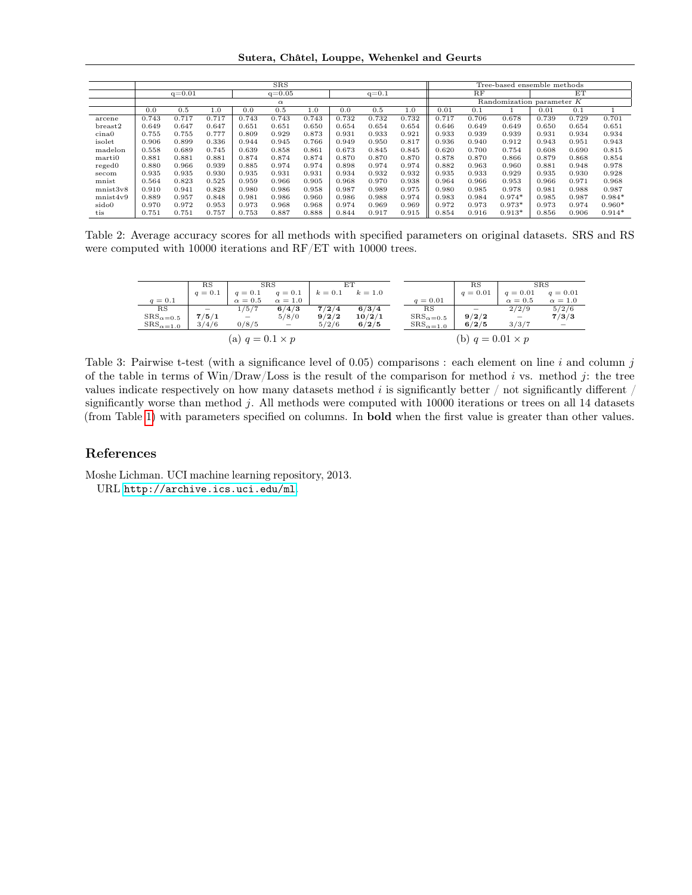| | SRS | | | | | | | | | Tree-based ensemble methods | | | | | |
|---|---|---|---|---|---|---|---|---|---|---|---|---|---|---|---|
| | q=0.01 | | | q=0.05 | | | q=0.1 | | | RF | | | ET | | |
| | $\alpha$ | | | | | | | | | Randomization parameter $K$ | | | | | |
| | 0.0 | 0.5 | 1.0 | 0.0 | 0.5 | 1.0 | 0.0 | 0.5 | 1.0 | 0.01 | 0.1 | 1 | 0.01 | 0.1 | 1 |
| arcene | 0.743 | 0.717 | 0.717 | 0.743 | 0.743 | 0.743 | 0.732 | 0.732 | 0.732 | 0.717 | 0.706 | 0.678 | 0.739 | 0.729 | 0.701 |
| breast2 | 0.649 | 0.647 | 0.647 | 0.651 | 0.651 | 0.650 | 0.654 | 0.654 | 0.654 | 0.646 | 0.649 | 0.649 | 0.650 | 0.654 | 0.651 |
| cina0 | 0.755 | 0.755 | 0.777 | 0.809 | 0.929 | 0.873 | 0.931 | 0.933 | 0.921 | 0.933 | 0.939 | 0.939 | 0.931 | 0.934 | 0.934 |
| isolet | 0.906 | 0.899 | 0.336 | 0.944 | 0.945 | 0.766 | 0.949 | 0.950 | 0.817 | 0.936 | 0.940 | 0.912 | 0.943 | 0.951 | 0.943 |
| madelon | 0.558 | 0.689 | 0.745 | 0.639 | 0.858 | 0.861 | 0.673 | 0.845 | 0.845 | 0.620 | 0.700 | 0.754 | 0.608 | 0.690 | 0.815 |
| marti0 | 0.881 | 0.881 | 0.881 | 0.874 | 0.874 | 0.874 | 0.870 | 0.870 | 0.870 | 0.878 | 0.870 | 0.866 | 0.879 | 0.868 | 0.854 |
| reged0 | 0.880 | 0.966 | 0.939 | 0.885 | 0.974 | 0.974 | 0.898 | 0.974 | 0.974 | 0.882 | 0.963 | 0.960 | 0.881 | 0.948 | 0.978 |
| secom | 0.935 | 0.935 | 0.930 | 0.935 | 0.931 | 0.931 | 0.934 | 0.932 | 0.932 | 0.935 | 0.933 | 0.929 | 0.935 | 0.930 | 0.928 |
| mnist | 0.564 | 0.823 | 0.525 | 0.959 | 0.966 | 0.905 | 0.968 | 0.970 | 0.938 | 0.964 | 0.966 | 0.953 | 0.966 | 0.971 | 0.968 |
| mnist3v8 | 0.910 | 0.941 | 0.828 | 0.980 | 0.986 | 0.958 | 0.987 | 0.989 | 0.975 | 0.980 | 0.985 | 0.978 | 0.981 | 0.988 | 0.987 |
| mnist4v9 | 0.889 | 0.957 | 0.848 | 0.981 | 0.986 | 0.960 | 0.986 | 0.988 | 0.974 | 0.983 | 0.984 | 0.974* | 0.985 | 0.987 | 0.984* |
| sido0 | 0.970 | 0.972 | 0.953 | 0.973 | 0.968 | 0.968 | 0.974 | 0.969 | 0.969 | 0.972 | 0.973 | 0.973* | 0.973 | 0.974 | 0.960* |
| tis | 0.751 | 0.751 | 0.757 | 0.753 | 0.887 | 0.888 | 0.844 | 0.917 | 0.915 | 0.854 | 0.916 | 0.913* | 0.856 | 0.906 | 0.914* |

Table 2: Average accuracy scores for all methods with specified parameters on original datasets. SRS and RS were computed with 10000 iterations and RF/ET with 10000 trees.

| | RS | SRS | | ET | |
|---|---|---|---|---|---|
| | $q = 0.1$ | $q = 0.1$ | $q = 0.1$ | $k = 0.1$ | $k = 1.0$ |
| $q = 0.1$ | | $\alpha = 0.5$ | $\alpha = 1.0$ | | |
| RS | – | 1/5/7 | **6/4/3** | **7/2/4** | **6/3/4** |
| $\text{SRS}_{\alpha=0.5}$ | **7/5/1** | – | 5/8/0 | **9/2/2** | **10/2/1** |
| $\text{SRS}_{\alpha=1.0}$ | 3/4/6 | 0/8/5 | – | 5/2/6 | **6/2/5** |

(a) $q = 0.1 \times p$

| | RS | SRS | |
|---|---|---|---|
| | $q = 0.01$ | $q = 0.01$ | $q = 0.01$ |
| $q = 0.01$ | | $\alpha = 0.5$ | $\alpha = 1.0$ |
| RS | – | 2/2/9 | 5/2/6 |
| $\text{SRS}_{\alpha=0.5}$ | **9/2/2** | – | **7/3/3** |
| $\text{SRS}_{\alpha=1.0}$ | **6/2/5** | 3/3/7 | – |

(b) $q = 0.01 \times p$

Table 3: Pairwise t-test (with a significance level of 0.05) comparisons : each element on line $i$ and column $j$ of the table in terms of Win/Draw/Loss is the result of the comparison for method $i$ vs. method $j$: the tree values indicate respectively on how many datasets method $i$ is significantly better / not significantly different / significantly worse than method $j$. All methods were computed with 10000 iterations or trees on all 14 datasets (from Table 1) with parameters specified on columns. In **bold** when the first value is greater than other values.

## References

Moshe Lichman. UCI machine learning repository, 2013.
URL http://archive.ics.uci.edu/ml.